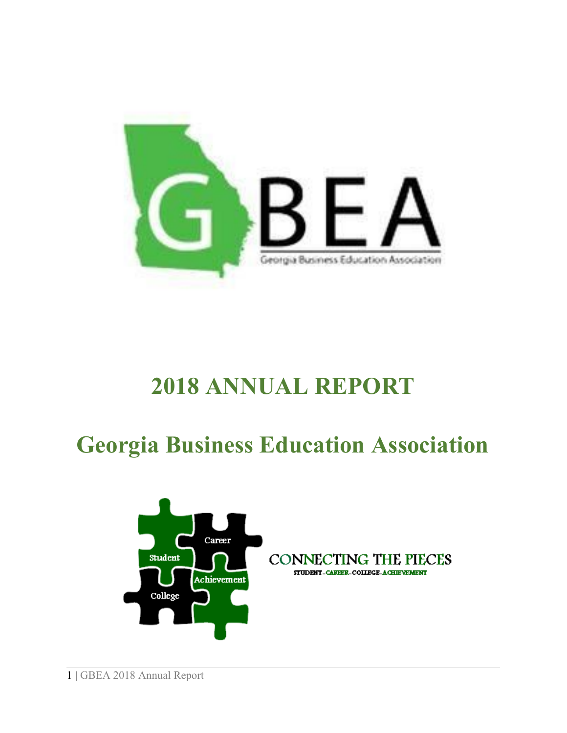GBEA

Georgia Business Education Association

# 2018 ANNUAL REPORT

# Georgia Business Education Association

Student Career Achievement College

CONNECTING THE PIECES

STUDENT-CAREER-COLLEGE-ACHIEVEMENT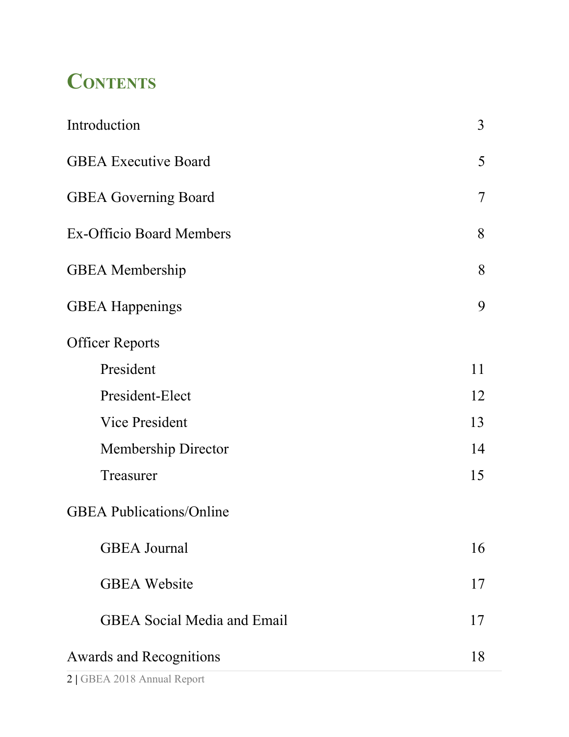# Contents

| | |
|---|---|
| Introduction | 3 |
| GBEA Executive Board | 5 |
| GBEA Governing Board | 7 |
| Ex-Officio Board Members | 8 |
| GBEA Membership | 8 |
| GBEA Happenings | 9 |
| Officer Reports | |
| President | 11 |
| President-Elect | 12 |
| Vice President | 13 |
| Membership Director | 14 |
| Treasurer | 15 |
| GBEA Publications/Online | |
| GBEA Journal | 16 |
| GBEA Website | 17 |
| GBEA Social Media and Email | 17 |
| Awards and Recognitions | 18 |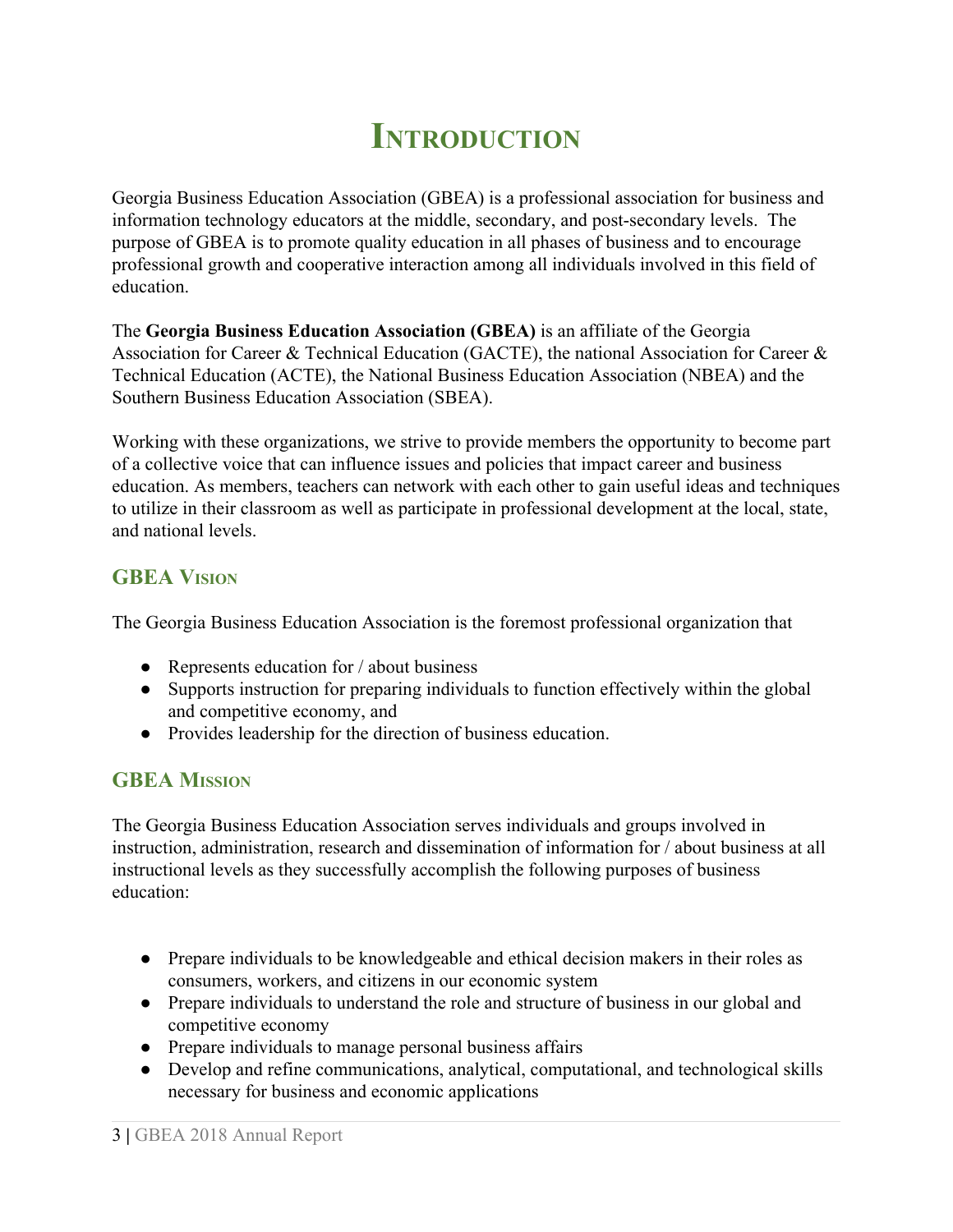# Introduction

Georgia Business Education Association (GBEA) is a professional association for business and information technology educators at the middle, secondary, and post-secondary levels. The purpose of GBEA is to promote quality education in all phases of business and to encourage professional growth and cooperative interaction among all individuals involved in this field of education.

The **Georgia Business Education Association (GBEA)** is an affiliate of the Georgia Association for Career & Technical Education (GACTE), the national Association for Career & Technical Education (ACTE), the National Business Education Association (NBEA) and the Southern Business Education Association (SBEA).

Working with these organizations, we strive to provide members the opportunity to become part of a collective voice that can influence issues and policies that impact career and business education. As members, teachers can network with each other to gain useful ideas and techniques to utilize in their classroom as well as participate in professional development at the local, state, and national levels.

## GBEA Vision

The Georgia Business Education Association is the foremost professional organization that

- Represents education for / about business
- Supports instruction for preparing individuals to function effectively within the global and competitive economy, and
- Provides leadership for the direction of business education.

## GBEA Mission

The Georgia Business Education Association serves individuals and groups involved in instruction, administration, research and dissemination of information for / about business at all instructional levels as they successfully accomplish the following purposes of business education:

- Prepare individuals to be knowledgeable and ethical decision makers in their roles as consumers, workers, and citizens in our economic system
- Prepare individuals to understand the role and structure of business in our global and competitive economy
- Prepare individuals to manage personal business affairs
- Develop and refine communications, analytical, computational, and technological skills necessary for business and economic applications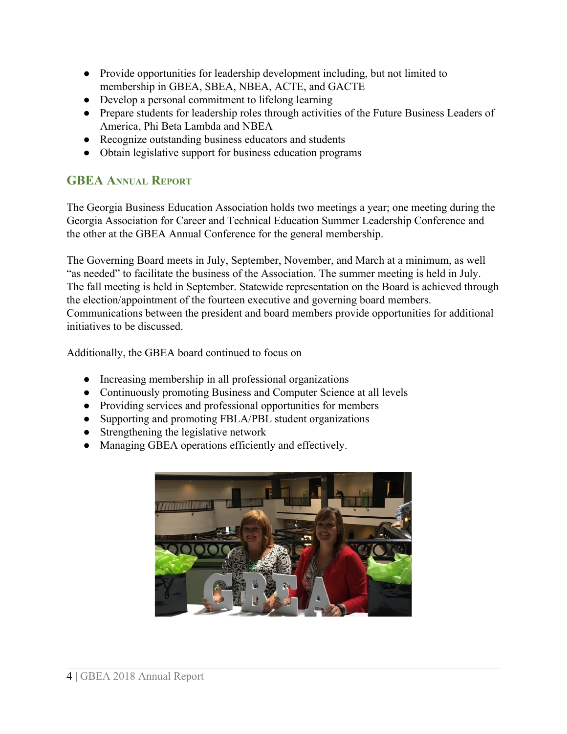- Provide opportunities for leadership development including, but not limited to membership in GBEA, SBEA, NBEA, ACTE, and GACTE
- Develop a personal commitment to lifelong learning
- Prepare students for leadership roles through activities of the Future Business Leaders of America, Phi Beta Lambda and NBEA
- Recognize outstanding business educators and students
- Obtain legislative support for business education programs

## GBEA Annual Report

The Georgia Business Education Association holds two meetings a year; one meeting during the Georgia Association for Career and Technical Education Summer Leadership Conference and the other at the GBEA Annual Conference for the general membership.

The Governing Board meets in July, September, November, and March at a minimum, as well "as needed" to facilitate the business of the Association. The summer meeting is held in July. The fall meeting is held in September. Statewide representation on the Board is achieved through the election/appointment of the fourteen executive and governing board members. Communications between the president and board members provide opportunities for additional initiatives to be discussed.

Additionally, the GBEA board continued to focus on

- Increasing membership in all professional organizations
- Continuously promoting Business and Computer Science at all levels
- Providing services and professional opportunities for members
- Supporting and promoting FBLA/PBL student organizations
- Strengthening the legislative network
- Managing GBEA operations efficiently and effectively.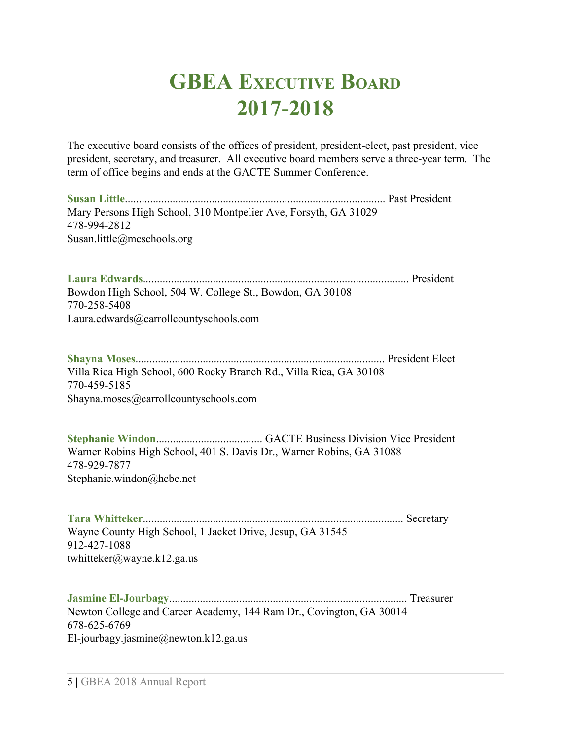# GBEA Executive Board 2017-2018

The executive board consists of the offices of president, president-elect, past president, vice president, secretary, and treasurer. All executive board members serve a three-year term. The term of office begins and ends at the GACTE Summer Conference.

**Susan Little**............................................................................................ Past President
Mary Persons High School, 310 Montpelier Ave, Forsyth, GA 31029
478-994-2812
Susan.little@mcschools.org

**Laura Edwards**.............................................................................................. President
Bowdon High School, 504 W. College St., Bowdon, GA 30108
770-258-5408
Laura.edwards@carrollcountyschools.com

**Shayna Moses**........................................................................................ President Elect
Villa Rica High School, 600 Rocky Branch Rd., Villa Rica, GA 30108
770-459-5185
Shayna.moses@carrollcountyschools.com

**Stephanie Windon**..................................... GACTE Business Division Vice President
Warner Robins High School, 401 S. Davis Dr., Warner Robins, GA 31088
478-929-7877
Stephanie.windon@hcbe.net

**Tara Whitteker**............................................................................................ Secretary
Wayne County High School, 1 Jacket Drive, Jesup, GA 31545
912-427-1088
twhitteker@wayne.k12.ga.us

**Jasmine El-Jourbagy**..................................................................................... Treasurer
Newton College and Career Academy, 144 Ram Dr., Covington, GA 30014
678-625-6769
El-jourbagy.jasmine@newton.k12.ga.us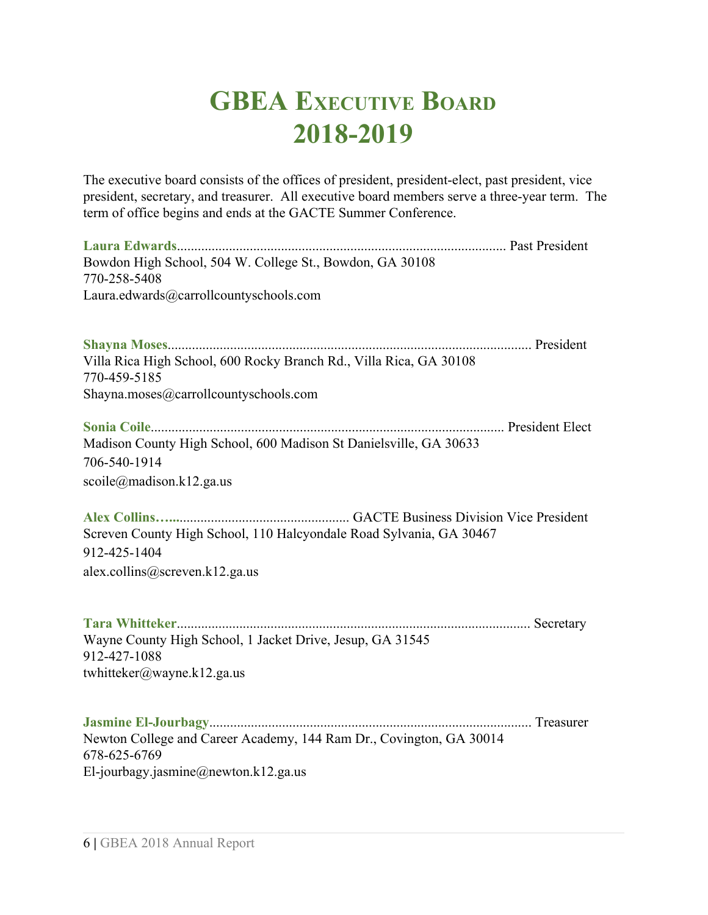# GBEA Executive Board 2018-2019

The executive board consists of the offices of president, president-elect, past president, vice president, secretary, and treasurer. All executive board members serve a three-year term. The term of office begins and ends at the GACTE Summer Conference.

**Laura Edwards**.............................................................................................. Past President
Bowdon High School, 504 W. College St., Bowdon, GA 30108
770-258-5408
Laura.edwards@carrollcountyschools.com

**Shayna Moses**......................................................................................................... President
Villa Rica High School, 600 Rocky Branch Rd., Villa Rica, GA 30108
770-459-5185
Shayna.moses@carrollcountyschools.com

**Sonia Coile**...................................................................................................... President Elect
Madison County High School, 600 Madison St Danielsville, GA 30633
706-540-1914
scoile@madison.k12.ga.us

**Alex Collins…**.................................................... GACTE Business Division Vice President
Screven County High School, 110 Halcyondale Road Sylvania, GA 30467
912-425-1404
alex.collins@screven.k12.ga.us

**Tara Whitteker**...................................................................................................... Secretary
Wayne County High School, 1 Jacket Drive, Jesup, GA 31545
912-427-1088
twhitteker@wayne.k12.ga.us

**Jasmine El-Jourbagy**............................................................................................. Treasurer
Newton College and Career Academy, 144 Ram Dr., Covington, GA 30014
678-625-6769
El-jourbagy.jasmine@newton.k12.ga.us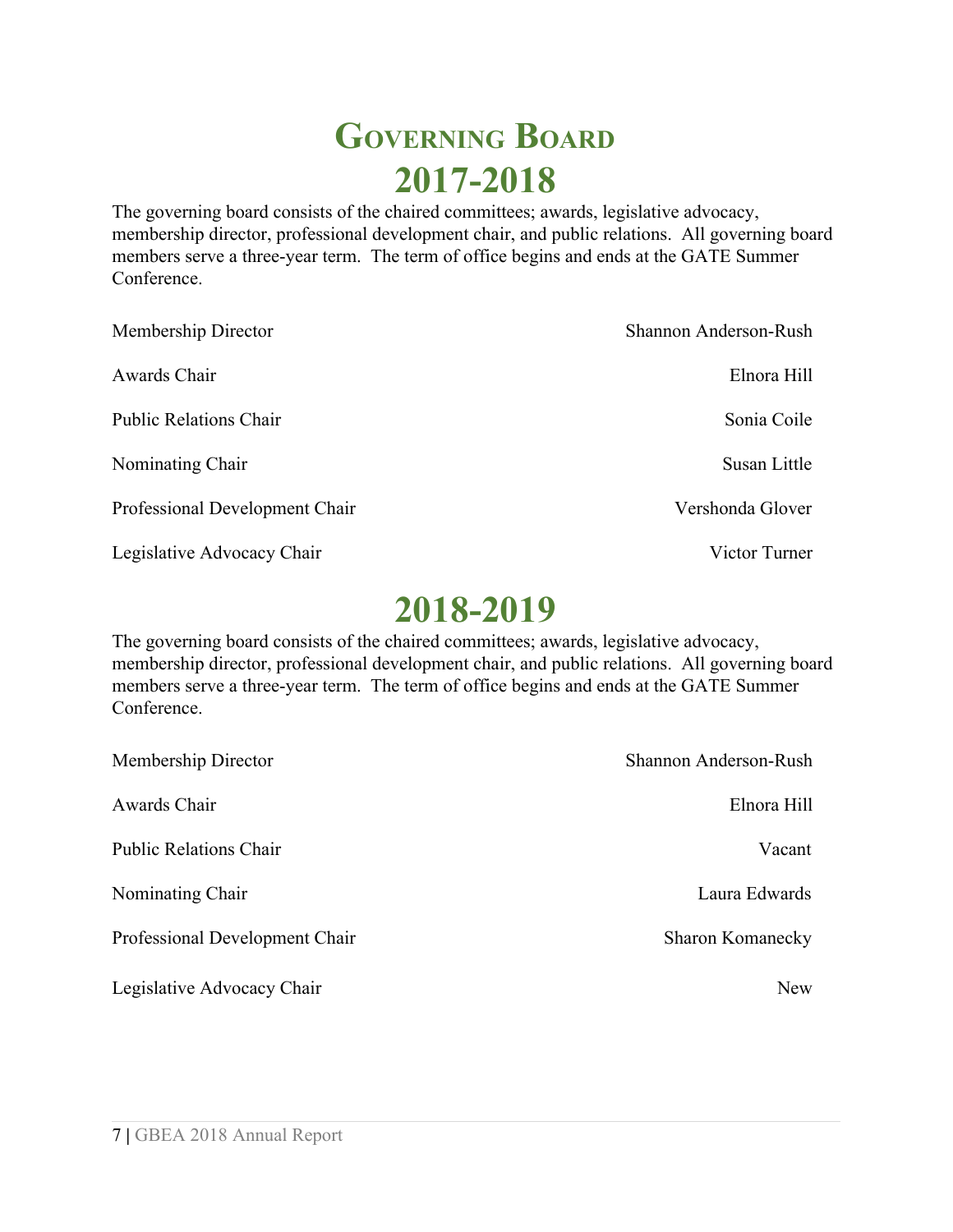# Governing Board

## 2017-2018

The governing board consists of the chaired committees; awards, legislative advocacy, membership director, professional development chair, and public relations. All governing board members serve a three-year term. The term of office begins and ends at the GATE Summer Conference.

| | |
|---|---|
| Membership Director | Shannon Anderson-Rush |
| Awards Chair | Elnora Hill |
| Public Relations Chair | Sonia Coile |
| Nominating Chair | Susan Little |
| Professional Development Chair | Vershonda Glover |
| Legislative Advocacy Chair | Victor Turner |

## 2018-2019

The governing board consists of the chaired committees; awards, legislative advocacy, membership director, professional development chair, and public relations. All governing board members serve a three-year term. The term of office begins and ends at the GATE Summer Conference.

| | |
|---|---|
| Membership Director | Shannon Anderson-Rush |
| Awards Chair | Elnora Hill |
| Public Relations Chair | Vacant |
| Nominating Chair | Laura Edwards |
| Professional Development Chair | Sharon Komanecky |
| Legislative Advocacy Chair | New |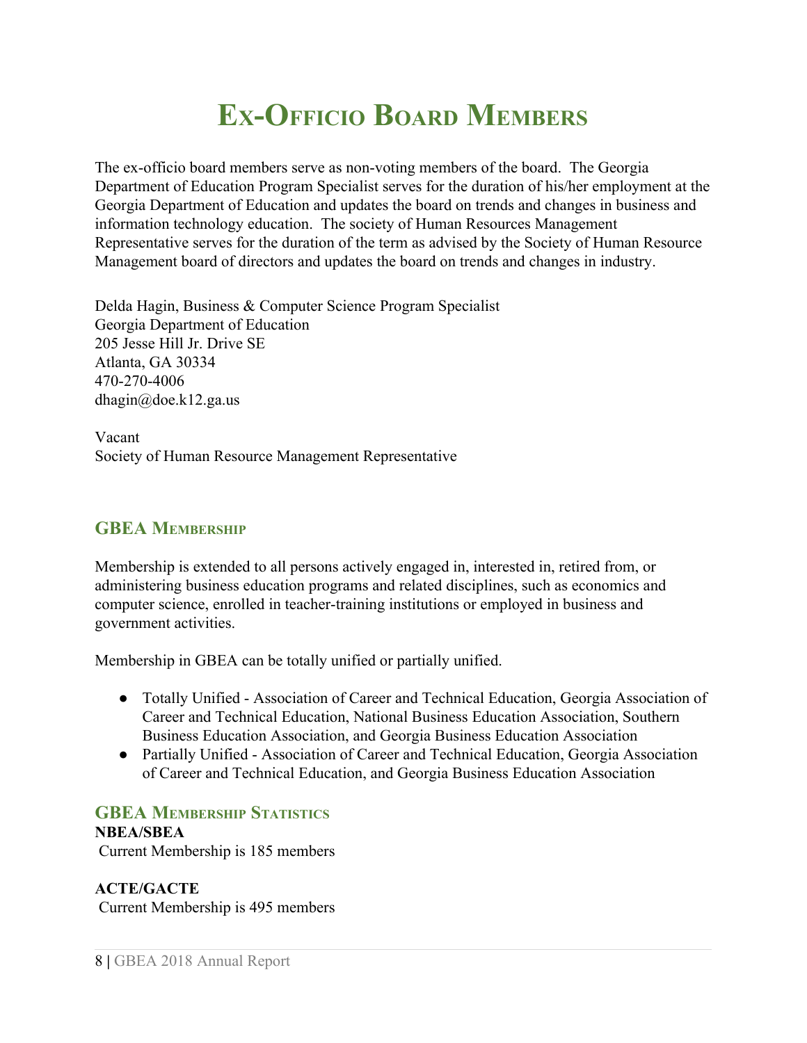# Ex-Officio Board Members

The ex-officio board members serve as non-voting members of the board. The Georgia Department of Education Program Specialist serves for the duration of his/her employment at the Georgia Department of Education and updates the board on trends and changes in business and information technology education. The society of Human Resources Management Representative serves for the duration of the term as advised by the Society of Human Resource Management board of directors and updates the board on trends and changes in industry.

Delda Hagin, Business & Computer Science Program Specialist
Georgia Department of Education
205 Jesse Hill Jr. Drive SE
Atlanta, GA 30334
470-270-4006
dhagin@doe.k12.ga.us

Vacant
Society of Human Resource Management Representative

## GBEA Membership

Membership is extended to all persons actively engaged in, interested in, retired from, or administering business education programs and related disciplines, such as economics and computer science, enrolled in teacher-training institutions or employed in business and government activities.

Membership in GBEA can be totally unified or partially unified.

- Totally Unified - Association of Career and Technical Education, Georgia Association of Career and Technical Education, National Business Education Association, Southern Business Education Association, and Georgia Business Education Association
- Partially Unified - Association of Career and Technical Education, Georgia Association of Career and Technical Education, and Georgia Business Education Association

## GBEA Membership Statistics

**NBEA/SBEA**
Current Membership is 185 members

**ACTE/GACTE**
Current Membership is 495 members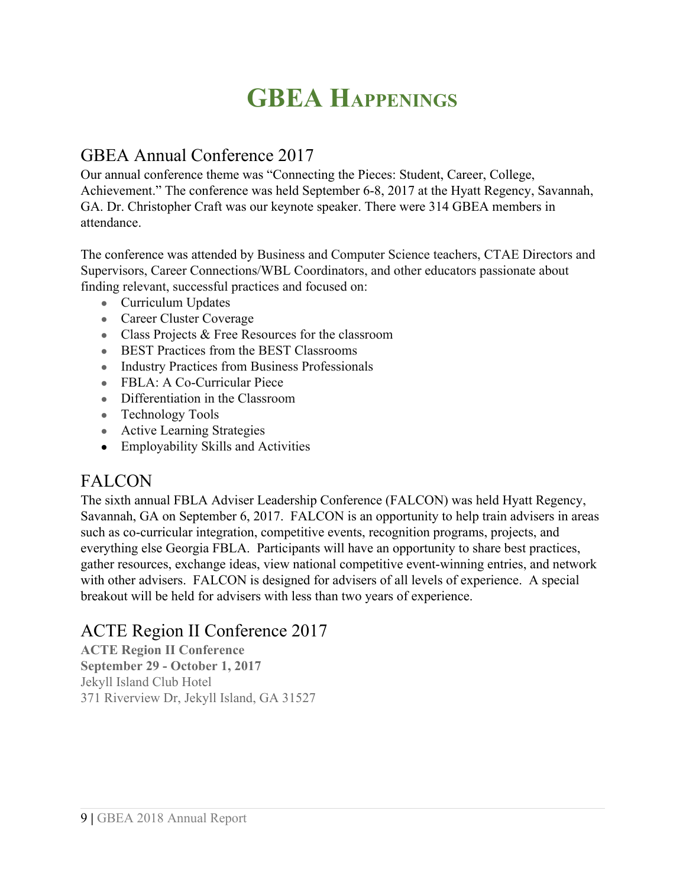# GBEA Happenings

## GBEA Annual Conference 2017

Our annual conference theme was "Connecting the Pieces: Student, Career, College, Achievement." The conference was held September 6-8, 2017 at the Hyatt Regency, Savannah, GA. Dr. Christopher Craft was our keynote speaker. There were 314 GBEA members in attendance.

The conference was attended by Business and Computer Science teachers, CTAE Directors and Supervisors, Career Connections/WBL Coordinators, and other educators passionate about finding relevant, successful practices and focused on:

- Curriculum Updates
- Career Cluster Coverage
- Class Projects & Free Resources for the classroom
- BEST Practices from the BEST Classrooms
- Industry Practices from Business Professionals
- FBLA: A Co-Curricular Piece
- Differentiation in the Classroom
- Technology Tools
- Active Learning Strategies
- Employability Skills and Activities

## FALCON

The sixth annual FBLA Adviser Leadership Conference (FALCON) was held Hyatt Regency, Savannah, GA on September 6, 2017. FALCON is an opportunity to help train advisers in areas such as co-curricular integration, competitive events, recognition programs, projects, and everything else Georgia FBLA. Participants will have an opportunity to share best practices, gather resources, exchange ideas, view national competitive event-winning entries, and network with other advisers. FALCON is designed for advisers of all levels of experience. A special breakout will be held for advisers with less than two years of experience.

## ACTE Region II Conference 2017

**ACTE Region II Conference**
**September 29 - October 1, 2017**
Jekyll Island Club Hotel
371 Riverview Dr, Jekyll Island, GA 31527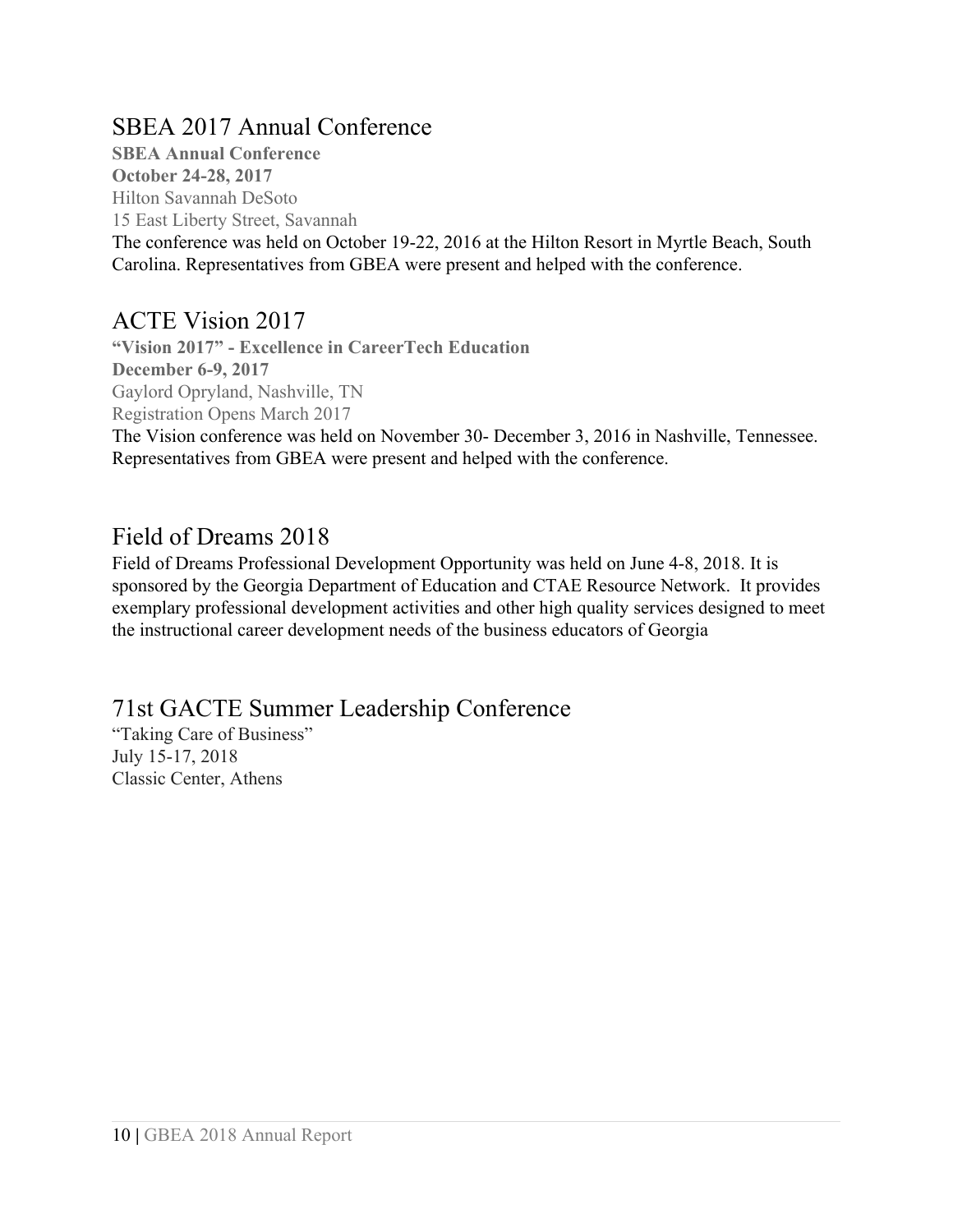## SBEA 2017 Annual Conference

**SBEA Annual Conference**
**October 24-28, 2017**
Hilton Savannah DeSoto
15 East Liberty Street, Savannah
The conference was held on October 19-22, 2016 at the Hilton Resort in Myrtle Beach, South Carolina. Representatives from GBEA were present and helped with the conference.

## ACTE Vision 2017

**"Vision 2017" - Excellence in CareerTech Education**
**December 6-9, 2017**
Gaylord Opryland, Nashville, TN
Registration Opens March 2017
The Vision conference was held on November 30- December 3, 2016 in Nashville, Tennessee. Representatives from GBEA were present and helped with the conference.

## Field of Dreams 2018

Field of Dreams Professional Development Opportunity was held on June 4-8, 2018. It is sponsored by the Georgia Department of Education and CTAE Resource Network. It provides exemplary professional development activities and other high quality services designed to meet the instructional career development needs of the business educators of Georgia

## 71st GACTE Summer Leadership Conference

"Taking Care of Business"
July 15-17, 2018
Classic Center, Athens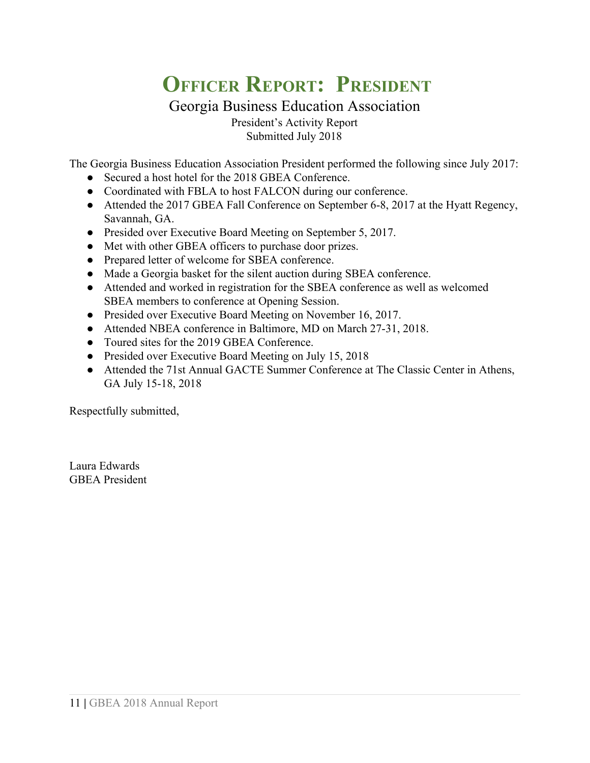# Officer Report: President

## Georgia Business Education Association

President's Activity Report
Submitted July 2018

The Georgia Business Education Association President performed the following since July 2017:

- Secured a host hotel for the 2018 GBEA Conference.
- Coordinated with FBLA to host FALCON during our conference.
- Attended the 2017 GBEA Fall Conference on September 6-8, 2017 at the Hyatt Regency, Savannah, GA.
- Presided over Executive Board Meeting on September 5, 2017.
- Met with other GBEA officers to purchase door prizes.
- Prepared letter of welcome for SBEA conference.
- Made a Georgia basket for the silent auction during SBEA conference.
- Attended and worked in registration for the SBEA conference as well as welcomed SBEA members to conference at Opening Session.
- Presided over Executive Board Meeting on November 16, 2017.
- Attended NBEA conference in Baltimore, MD on March 27-31, 2018.
- Toured sites for the 2019 GBEA Conference.
- Presided over Executive Board Meeting on July 15, 2018
- Attended the 71st Annual GACTE Summer Conference at The Classic Center in Athens, GA July 15-18, 2018

Respectfully submitted,

Laura Edwards
GBEA President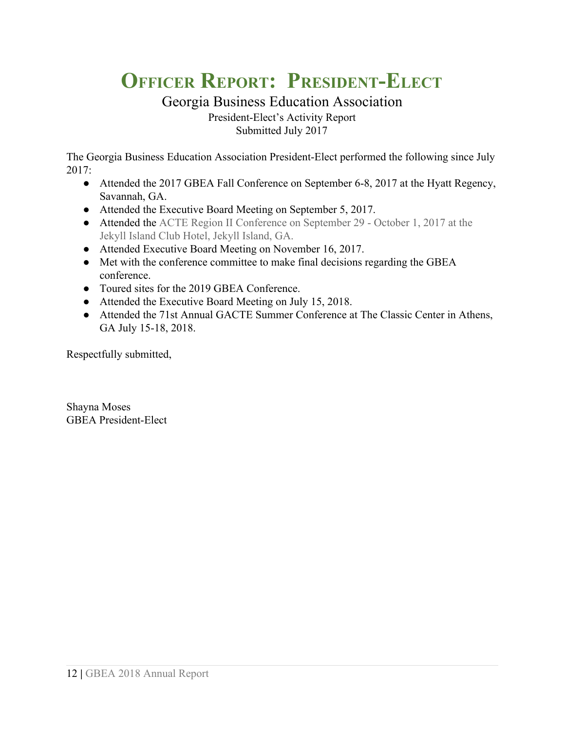# Officer Report: President-Elect

## Georgia Business Education Association

President-Elect's Activity Report
Submitted July 2017

The Georgia Business Education Association President-Elect performed the following since July 2017:

- Attended the 2017 GBEA Fall Conference on September 6-8, 2017 at the Hyatt Regency, Savannah, GA.
- Attended the Executive Board Meeting on September 5, 2017.
- Attended the ACTE Region II Conference on September 29 - October 1, 2017 at the Jekyll Island Club Hotel, Jekyll Island, GA.
- Attended Executive Board Meeting on November 16, 2017.
- Met with the conference committee to make final decisions regarding the GBEA conference.
- Toured sites for the 2019 GBEA Conference.
- Attended the Executive Board Meeting on July 15, 2018.
- Attended the 71st Annual GACTE Summer Conference at The Classic Center in Athens, GA July 15-18, 2018.

Respectfully submitted,

Shayna Moses
GBEA President-Elect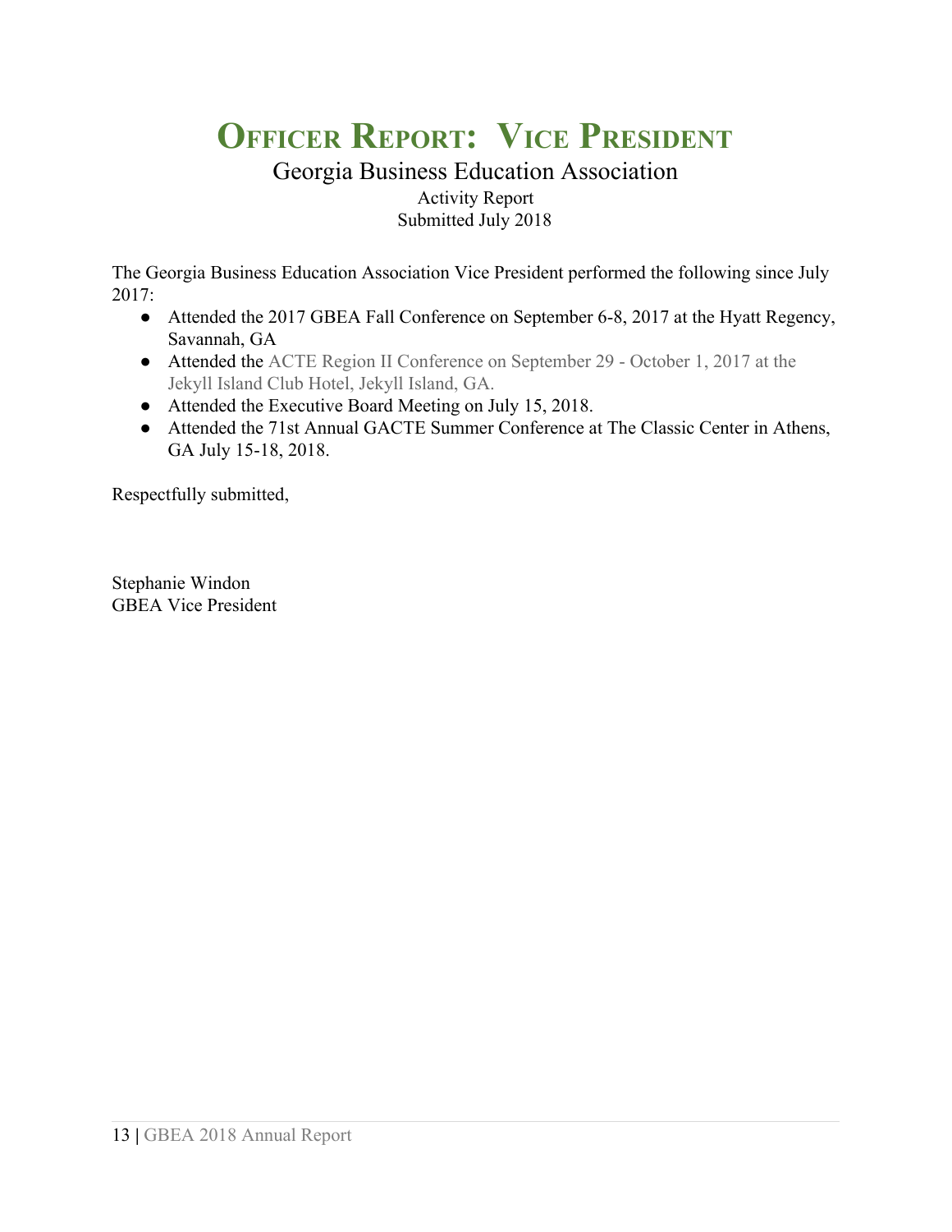# Officer Report: Vice President

Georgia Business Education Association

Activity Report

Submitted July 2018

The Georgia Business Education Association Vice President performed the following since July 2017:

- Attended the 2017 GBEA Fall Conference on September 6-8, 2017 at the Hyatt Regency, Savannah, GA
- Attended the ACTE Region II Conference on September 29 - October 1, 2017 at the Jekyll Island Club Hotel, Jekyll Island, GA.
- Attended the Executive Board Meeting on July 15, 2018.
- Attended the 71st Annual GACTE Summer Conference at The Classic Center in Athens, GA July 15-18, 2018.

Respectfully submitted,

Stephanie Windon
GBEA Vice President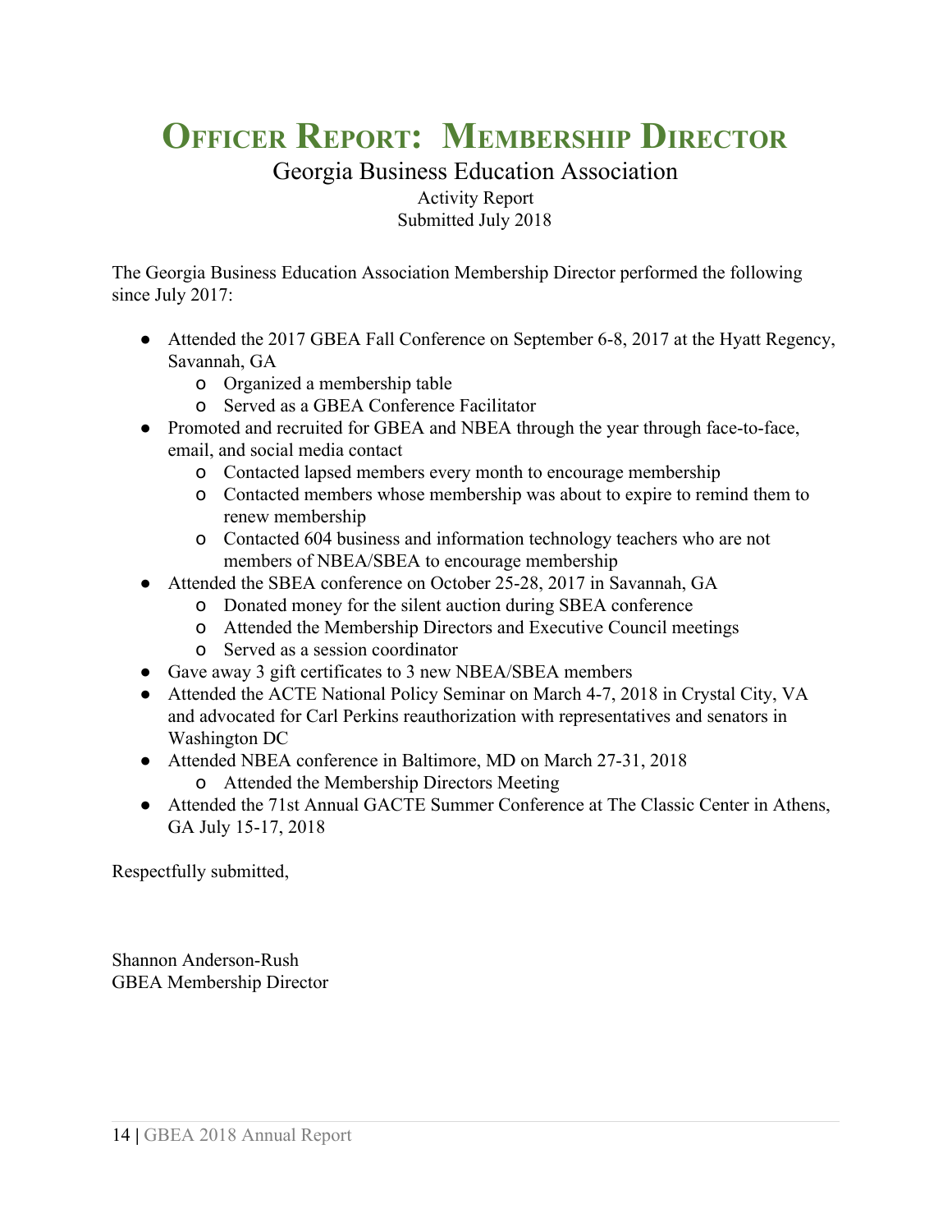# Officer Report: Membership Director

Georgia Business Education Association

Activity Report

Submitted July 2018

The Georgia Business Education Association Membership Director performed the following since July 2017:

- Attended the 2017 GBEA Fall Conference on September 6-8, 2017 at the Hyatt Regency, Savannah, GA
    - Organized a membership table
    - Served as a GBEA Conference Facilitator
- Promoted and recruited for GBEA and NBEA through the year through face-to-face, email, and social media contact
    - Contacted lapsed members every month to encourage membership
    - Contacted members whose membership was about to expire to remind them to renew membership
    - Contacted 604 business and information technology teachers who are not members of NBEA/SBEA to encourage membership
- Attended the SBEA conference on October 25-28, 2017 in Savannah, GA
    - Donated money for the silent auction during SBEA conference
    - Attended the Membership Directors and Executive Council meetings
    - Served as a session coordinator
- Gave away 3 gift certificates to 3 new NBEA/SBEA members
- Attended the ACTE National Policy Seminar on March 4-7, 2018 in Crystal City, VA and advocated for Carl Perkins reauthorization with representatives and senators in Washington DC
- Attended NBEA conference in Baltimore, MD on March 27-31, 2018
    - Attended the Membership Directors Meeting
- Attended the 71st Annual GACTE Summer Conference at The Classic Center in Athens, GA July 15-17, 2018

Respectfully submitted,

Shannon Anderson-Rush

GBEA Membership Director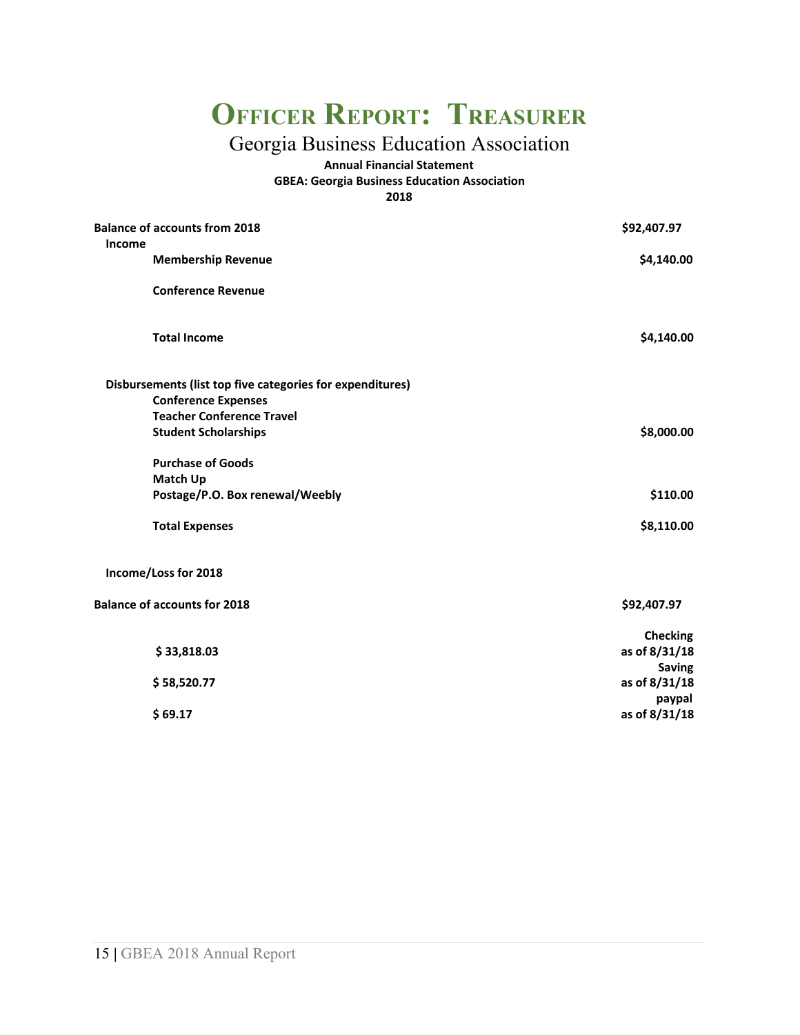# Officer Report: Treasurer

## Georgia Business Education Association

**Annual Financial Statement**
**GBEA: Georgia Business Education Association**
**2018**

| | |
|---|---|
| **Balance of accounts from 2018** | **$92,407.97** |
| **Income** | |
| **Membership Revenue** | **$4,140.00** |
| **Conference Revenue** | |
| **Total Income** | **$4,140.00** |
| **Disbursements (list top five categories for expenditures)** | |
| **Conference Expenses** | |
| **Teacher Conference Travel** | |
| **Student Scholarships** | **$8,000.00** |
| **Purchase of Goods** | |
| **Match Up** | |
| **Postage/P.O. Box renewal/Weebly** | **$110.00** |
| **Total Expenses** | **$8,110.00** |
| **Income/Loss for 2018** | |
| **Balance of accounts for 2018** | **$92,407.97** |
| **$ 33,818.03** | **Checking as of 8/31/18** |
| **$ 58,520.77** | **Saving as of 8/31/18** |
| **$ 69.17** | **paypal as of 8/31/18** |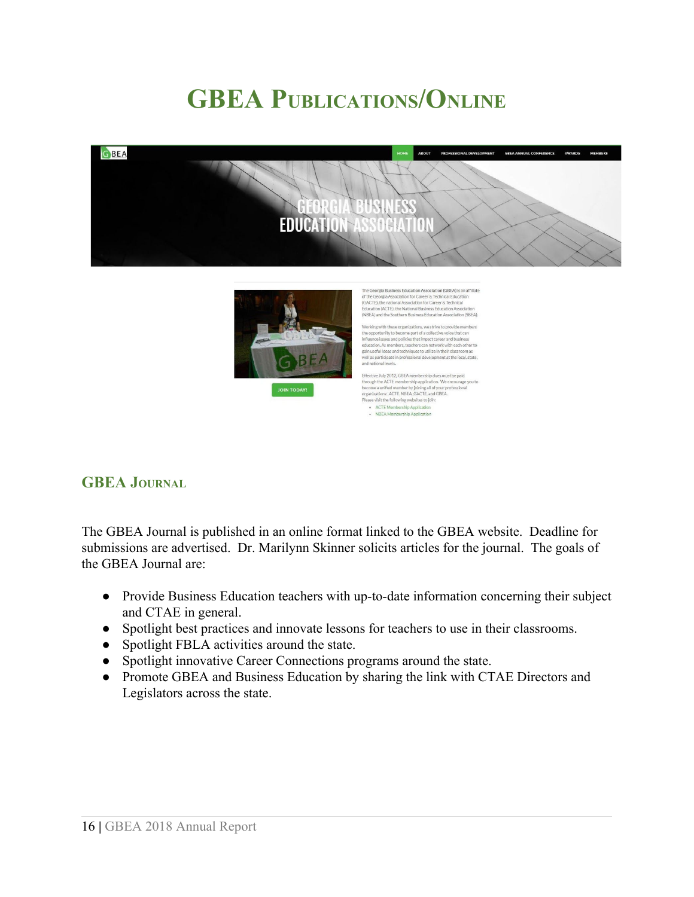# GBEA Publications/Online

## GBEA Journal

The GBEA Journal is published in an online format linked to the GBEA website. Deadline for submissions are advertised. Dr. Marilynn Skinner solicits articles for the journal. The goals of the GBEA Journal are:

- Provide Business Education teachers with up-to-date information concerning their subject and CTAE in general.
- Spotlight best practices and innovate lessons for teachers to use in their classrooms.
- Spotlight FBLA activities around the state.
- Spotlight innovative Career Connections programs around the state.
- Promote GBEA and Business Education by sharing the link with CTAE Directors and Legislators across the state.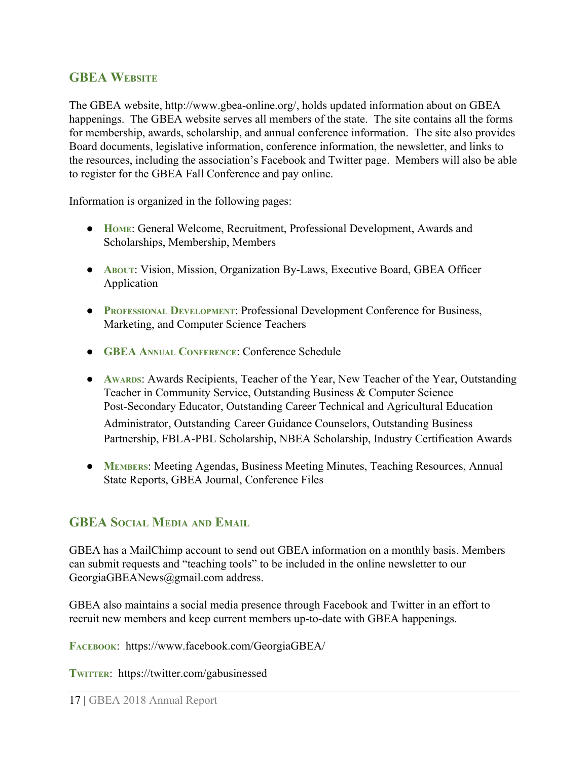## GBEA Website

The GBEA website, http://www.gbea-online.org/, holds updated information about on GBEA happenings. The GBEA website serves all members of the state. The site contains all the forms for membership, awards, scholarship, and annual conference information. The site also provides Board documents, legislative information, conference information, the newsletter, and links to the resources, including the association's Facebook and Twitter page. Members will also be able to register for the GBEA Fall Conference and pay online.

Information is organized in the following pages:

- **Home**: General Welcome, Recruitment, Professional Development, Awards and Scholarships, Membership, Members
- **About**: Vision, Mission, Organization By-Laws, Executive Board, GBEA Officer Application
- **Professional Development**: Professional Development Conference for Business, Marketing, and Computer Science Teachers
- **GBEA Annual Conference**: Conference Schedule
- **Awards**: Awards Recipients, Teacher of the Year, New Teacher of the Year, Outstanding Teacher in Community Service, Outstanding Business & Computer Science Post-Secondary Educator, Outstanding Career Technical and Agricultural Education Administrator, Outstanding Career Guidance Counselors, Outstanding Business Partnership, FBLA-PBL Scholarship, NBEA Scholarship, Industry Certification Awards
- **Members**: Meeting Agendas, Business Meeting Minutes, Teaching Resources, Annual State Reports, GBEA Journal, Conference Files

## GBEA Social Media and Email

GBEA has a MailChimp account to send out GBEA information on a monthly basis. Members can submit requests and "teaching tools" to be included in the online newsletter to our GeorgiaGBEANews@gmail.com address.

GBEA also maintains a social media presence through Facebook and Twitter in an effort to recruit new members and keep current members up-to-date with GBEA happenings.

**Facebook**: https://www.facebook.com/GeorgiaGBEA/

**Twitter**: https://twitter.com/gabusinessed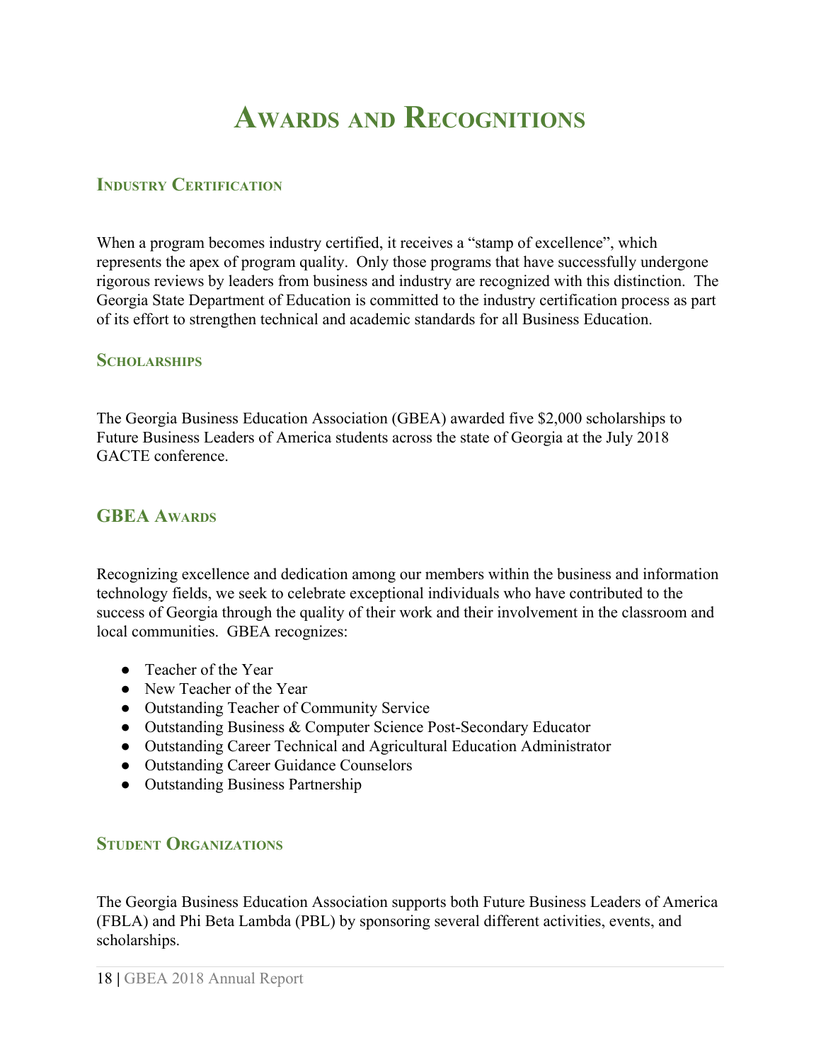# Awards and Recognitions

## Industry Certification

When a program becomes industry certified, it receives a "stamp of excellence", which represents the apex of program quality. Only those programs that have successfully undergone rigorous reviews by leaders from business and industry are recognized with this distinction. The Georgia State Department of Education is committed to the industry certification process as part of its effort to strengthen technical and academic standards for all Business Education.

## Scholarships

The Georgia Business Education Association (GBEA) awarded five $2,000 scholarships to Future Business Leaders of America students across the state of Georgia at the July 2018 GACTE conference.

## GBEA Awards

Recognizing excellence and dedication among our members within the business and information technology fields, we seek to celebrate exceptional individuals who have contributed to the success of Georgia through the quality of their work and their involvement in the classroom and local communities. GBEA recognizes:

- Teacher of the Year
- New Teacher of the Year
- Outstanding Teacher of Community Service
- Outstanding Business & Computer Science Post-Secondary Educator
- Outstanding Career Technical and Agricultural Education Administrator
- Outstanding Career Guidance Counselors
- Outstanding Business Partnership

## Student Organizations

The Georgia Business Education Association supports both Future Business Leaders of America (FBLA) and Phi Beta Lambda (PBL) by sponsoring several different activities, events, and scholarships.